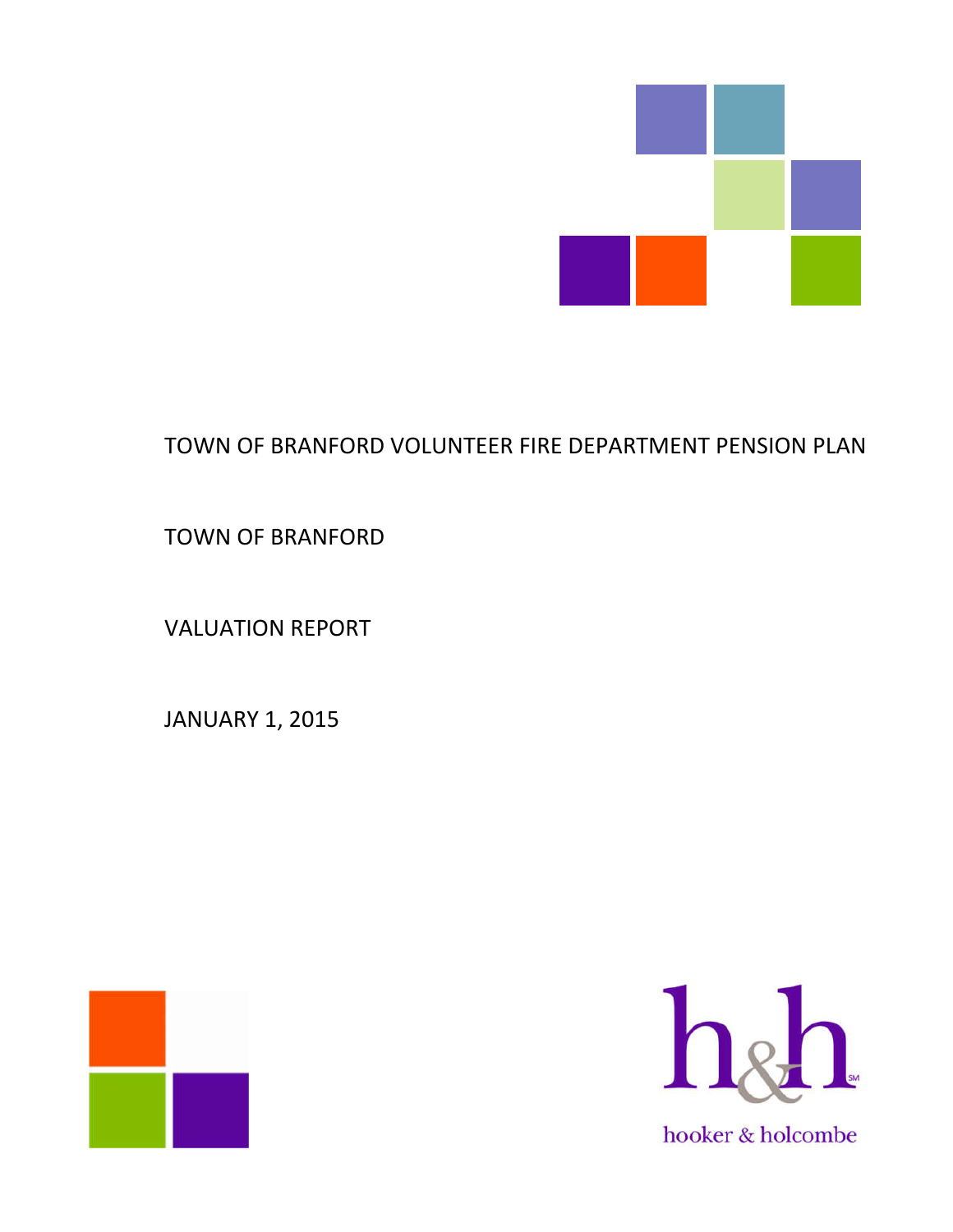# TOWN OF BRANFORD VOLUNTEER FIRE DEPARTMENT PENSION PLAN

TOWN OF BRANFORD

VALUATION REPORT

JANUARY 1, 2015

h&h

hooker & holcombe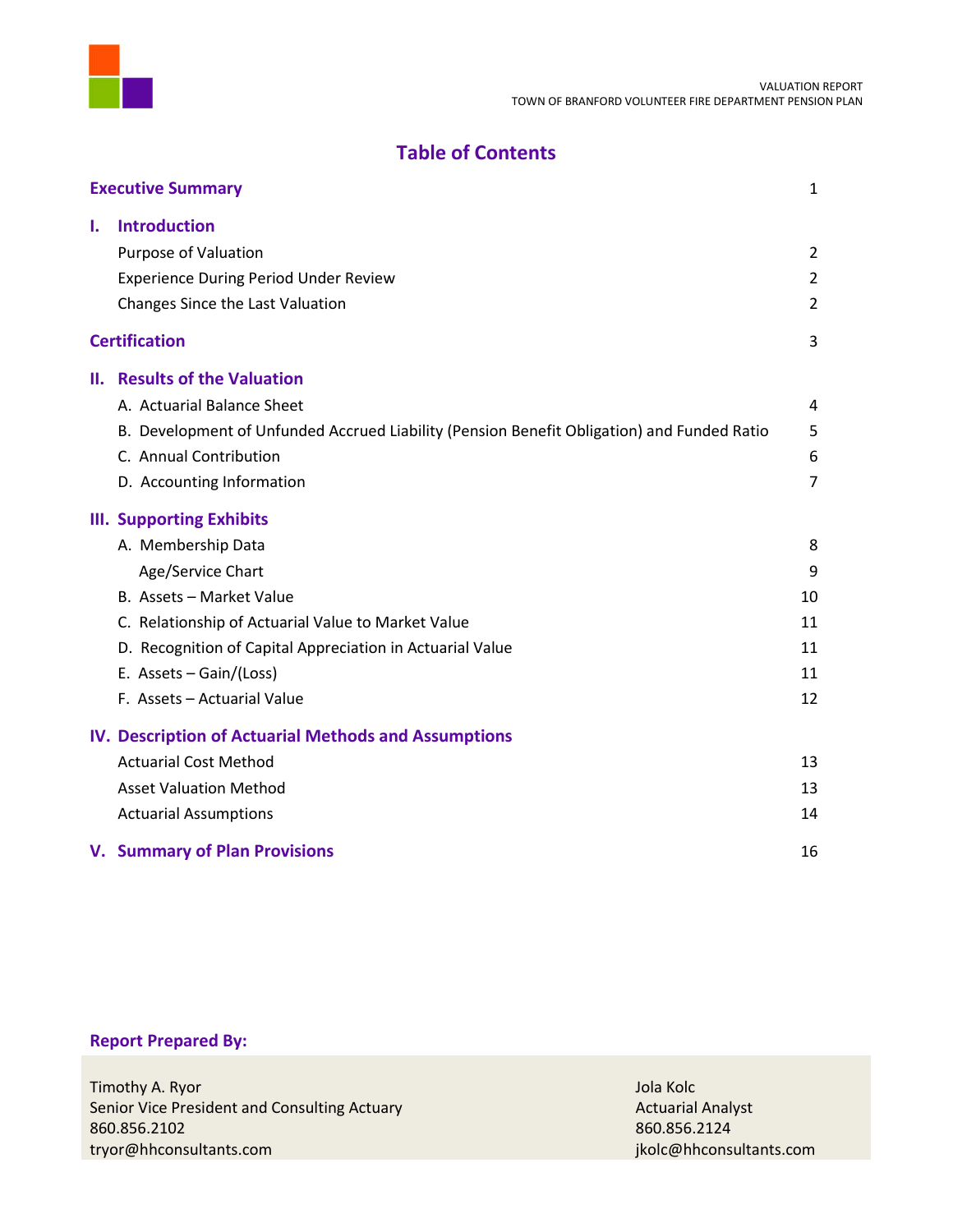# Table of Contents

| | |
|---|---|
| **Executive Summary** | 1 |
| **I. Introduction** | |
| Purpose of Valuation | 2 |
| Experience During Period Under Review | 2 |
| Changes Since the Last Valuation | 2 |
| **Certification** | 3 |
| **II. Results of the Valuation** | |
| A. Actuarial Balance Sheet | 4 |
| B. Development of Unfunded Accrued Liability (Pension Benefit Obligation) and Funded Ratio | 5 |
| C. Annual Contribution | 6 |
| D. Accounting Information | 7 |
| **III. Supporting Exhibits** | |
| A. Membership Data | 8 |
| Age/Service Chart | 9 |
| B. Assets – Market Value | 10 |
| C. Relationship of Actuarial Value to Market Value | 11 |
| D. Recognition of Capital Appreciation in Actuarial Value | 11 |
| E. Assets – Gain/(Loss) | 11 |
| F. Assets – Actuarial Value | 12 |
| **IV. Description of Actuarial Methods and Assumptions** | |
| Actuarial Cost Method | 13 |
| Asset Valuation Method | 13 |
| Actuarial Assumptions | 14 |
| **V. Summary of Plan Provisions** | 16 |

**Report Prepared By:**

Timothy A. Ryor
Senior Vice President and Consulting Actuary
860.856.2102
tryor@hhconsultants.com

Jola Kolc
Actuarial Analyst
860.856.2124
jkolc@hhconsultants.com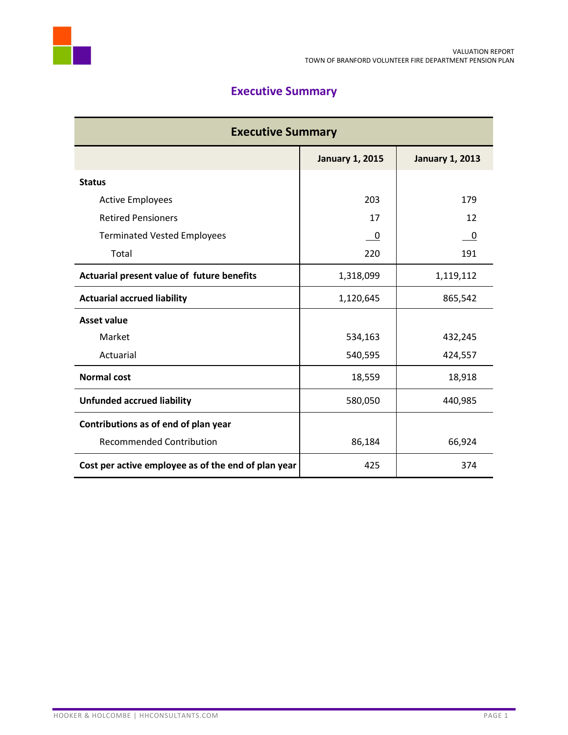# Executive Summary

| Executive Summary | | |
|---|---|---|
| | **January 1, 2015** | **January 1, 2013** |
| **Status** | | |
| Active Employees | 203 | 179 |
| Retired Pensioners | 17 | 12 |
| Terminated Vested Employees | 0 | 0 |
| Total | 220 | 191 |
| **Actuarial present value of future benefits** | 1,318,099 | 1,119,112 |
| **Actuarial accrued liability** | 1,120,645 | 865,542 |
| **Asset value** | | |
| Market | 534,163 | 432,245 |
| Actuarial | 540,595 | 424,557 |
| **Normal cost** | 18,559 | 18,918 |
| **Unfunded accrued liability** | 580,050 | 440,985 |
| **Contributions as of end of plan year** | | |
| Recommended Contribution | 86,184 | 66,924 |
| **Cost per active employee as of the end of plan year** | 425 | 374 |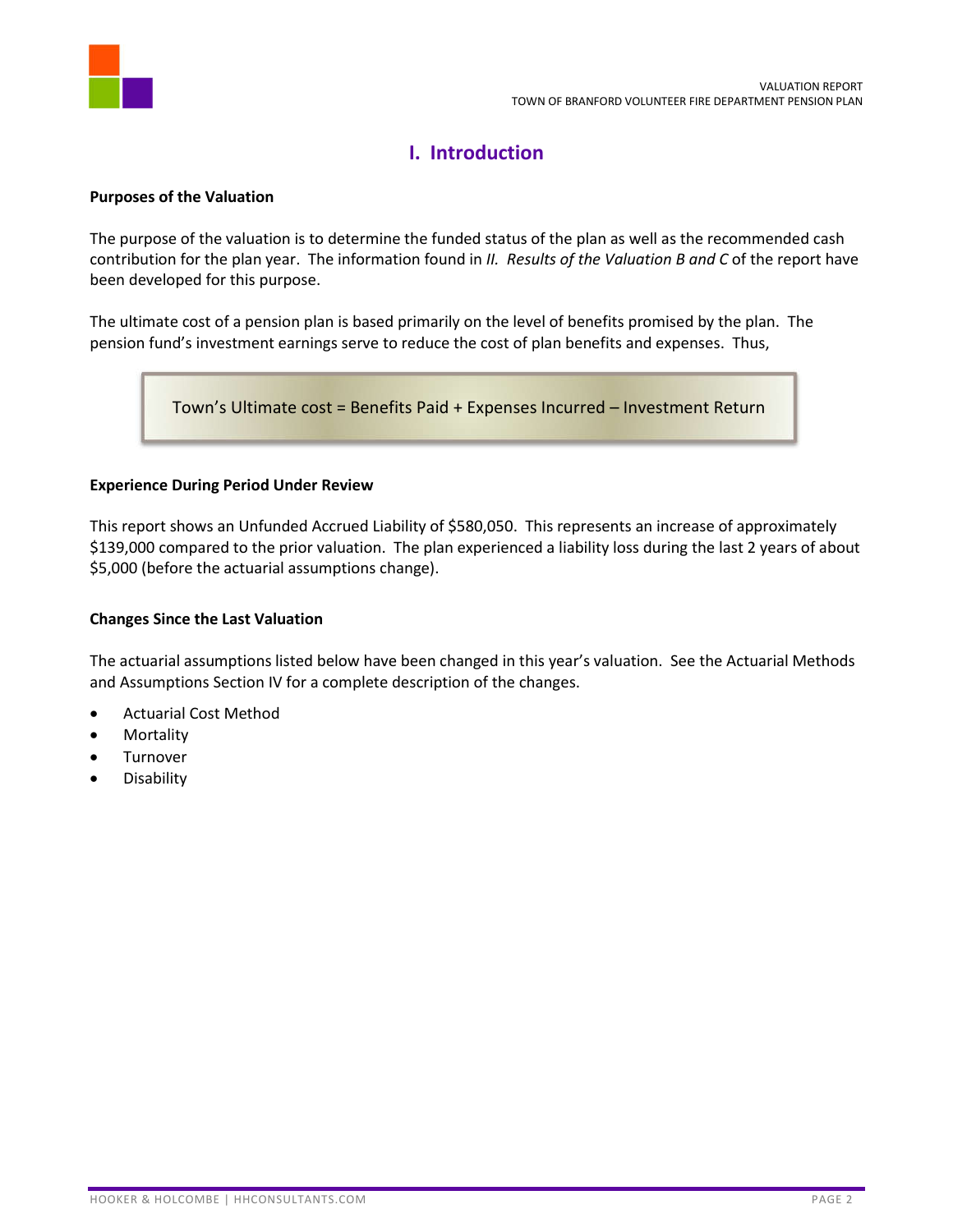# I. Introduction

**Purposes of the Valuation**

The purpose of the valuation is to determine the funded status of the plan as well as the recommended cash contribution for the plan year. The information found in *II. Results of the Valuation B and C* of the report have been developed for this purpose.

The ultimate cost of a pension plan is based primarily on the level of benefits promised by the plan. The pension fund's investment earnings serve to reduce the cost of plan benefits and expenses. Thus,

> Town's Ultimate cost = Benefits Paid + Expenses Incurred – Investment Return

**Experience During Period Under Review**

This report shows an Unfunded Accrued Liability of $580,050. This represents an increase of approximately $139,000 compared to the prior valuation. The plan experienced a liability loss during the last 2 years of about $5,000 (before the actuarial assumptions change).

**Changes Since the Last Valuation**

The actuarial assumptions listed below have been changed in this year's valuation. See the Actuarial Methods and Assumptions Section IV for a complete description of the changes.

- Actuarial Cost Method
- Mortality
- Turnover
- Disability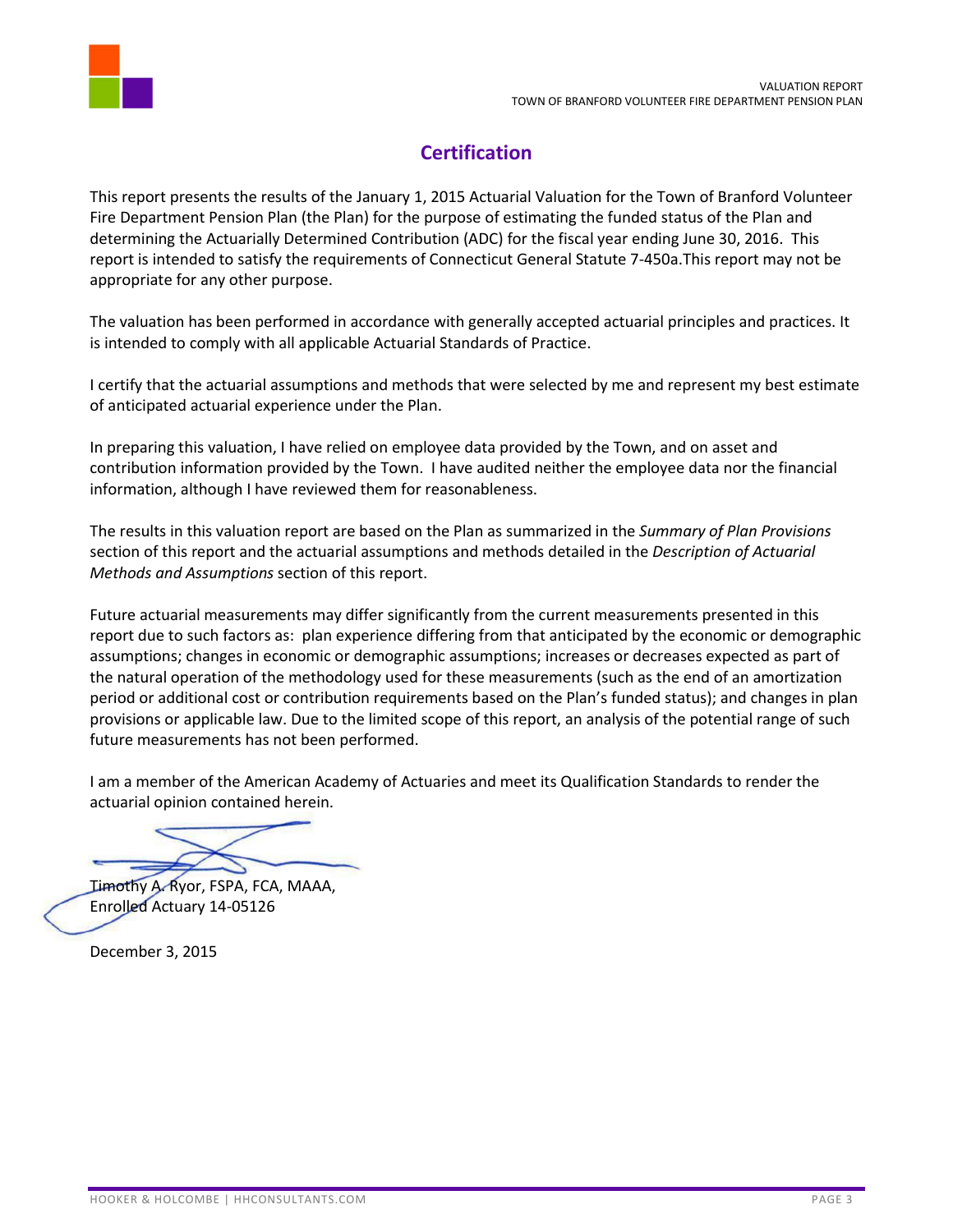# Certification

This report presents the results of the January 1, 2015 Actuarial Valuation for the Town of Branford Volunteer Fire Department Pension Plan (the Plan) for the purpose of estimating the funded status of the Plan and determining the Actuarially Determined Contribution (ADC) for the fiscal year ending June 30, 2016. This report is intended to satisfy the requirements of Connecticut General Statute 7-450a.This report may not be appropriate for any other purpose.

The valuation has been performed in accordance with generally accepted actuarial principles and practices. It is intended to comply with all applicable Actuarial Standards of Practice.

I certify that the actuarial assumptions and methods that were selected by me and represent my best estimate of anticipated actuarial experience under the Plan.

In preparing this valuation, I have relied on employee data provided by the Town, and on asset and contribution information provided by the Town. I have audited neither the employee data nor the financial information, although I have reviewed them for reasonableness.

The results in this valuation report are based on the Plan as summarized in the *Summary of Plan Provisions* section of this report and the actuarial assumptions and methods detailed in the *Description of Actuarial Methods and Assumptions* section of this report.

Future actuarial measurements may differ significantly from the current measurements presented in this report due to such factors as: plan experience differing from that anticipated by the economic or demographic assumptions; changes in economic or demographic assumptions; increases or decreases expected as part of the natural operation of the methodology used for these measurements (such as the end of an amortization period or additional cost or contribution requirements based on the Plan's funded status); and changes in plan provisions or applicable law. Due to the limited scope of this report, an analysis of the potential range of such future measurements has not been performed.

I am a member of the American Academy of Actuaries and meet its Qualification Standards to render the actuarial opinion contained herein.

Timothy A. Ryor, FSPA, FCA, MAAA,
Enrolled Actuary 14-05126

December 3, 2015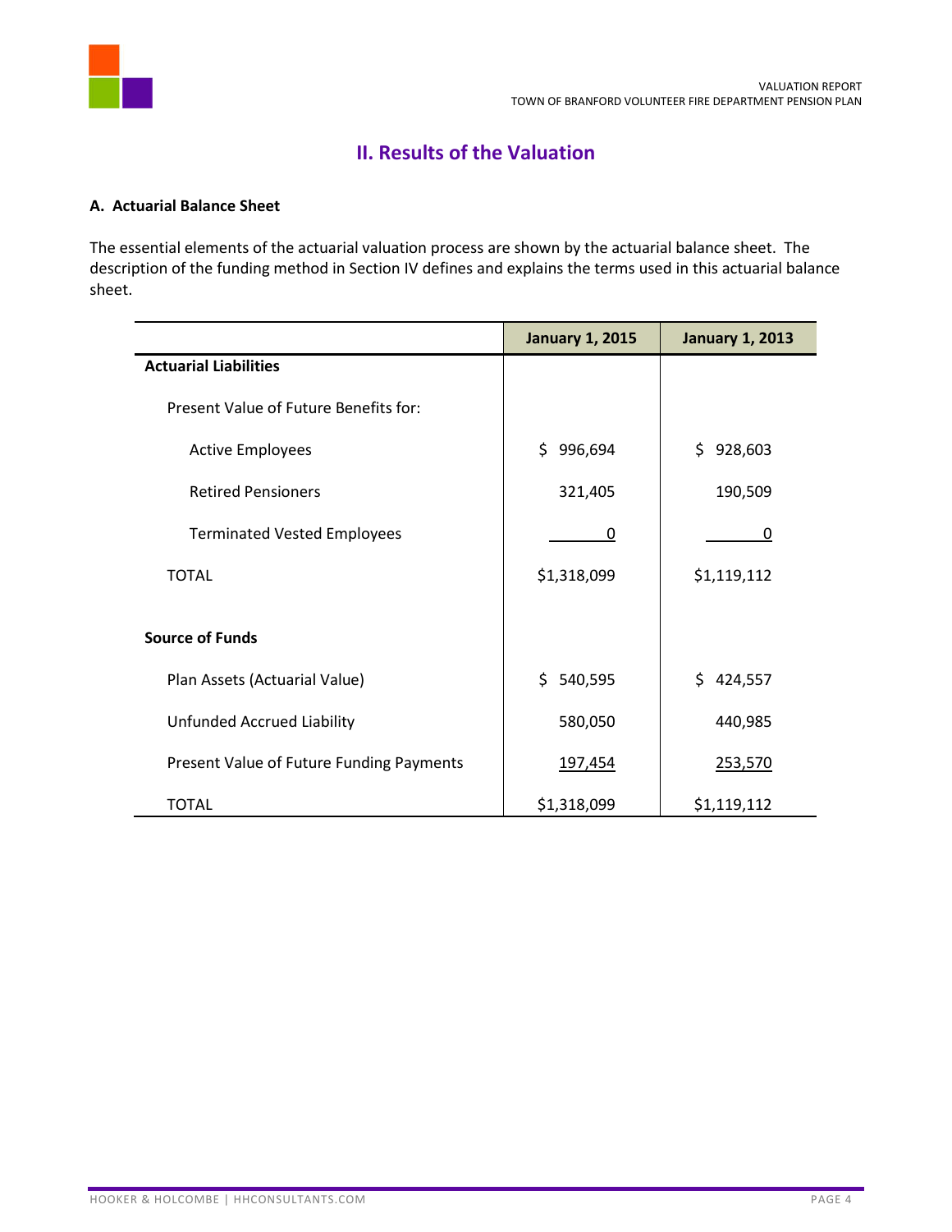## II. Results of the Valuation

### A. Actuarial Balance Sheet

The essential elements of the actuarial valuation process are shown by the actuarial balance sheet. The description of the funding method in Section IV defines and explains the terms used in this actuarial balance sheet.

| | January 1, 2015 | January 1, 2013 |
|---|---|---|
| **Actuarial Liabilities** | | |
| Present Value of Future Benefits for: | | |
| Active Employees | $ 996,694 | $ 928,603 |
| Retired Pensioners | 321,405 | 190,509 |
| Terminated Vested Employees | 0 | 0 |
| TOTAL | $1,318,099 | $1,119,112 |
| **Source of Funds** | | |
| Plan Assets (Actuarial Value) | $ 540,595 | $ 424,557 |
| Unfunded Accrued Liability | 580,050 | 440,985 |
| Present Value of Future Funding Payments | 197,454 | 253,570 |
| TOTAL | $1,318,099 | $1,119,112 |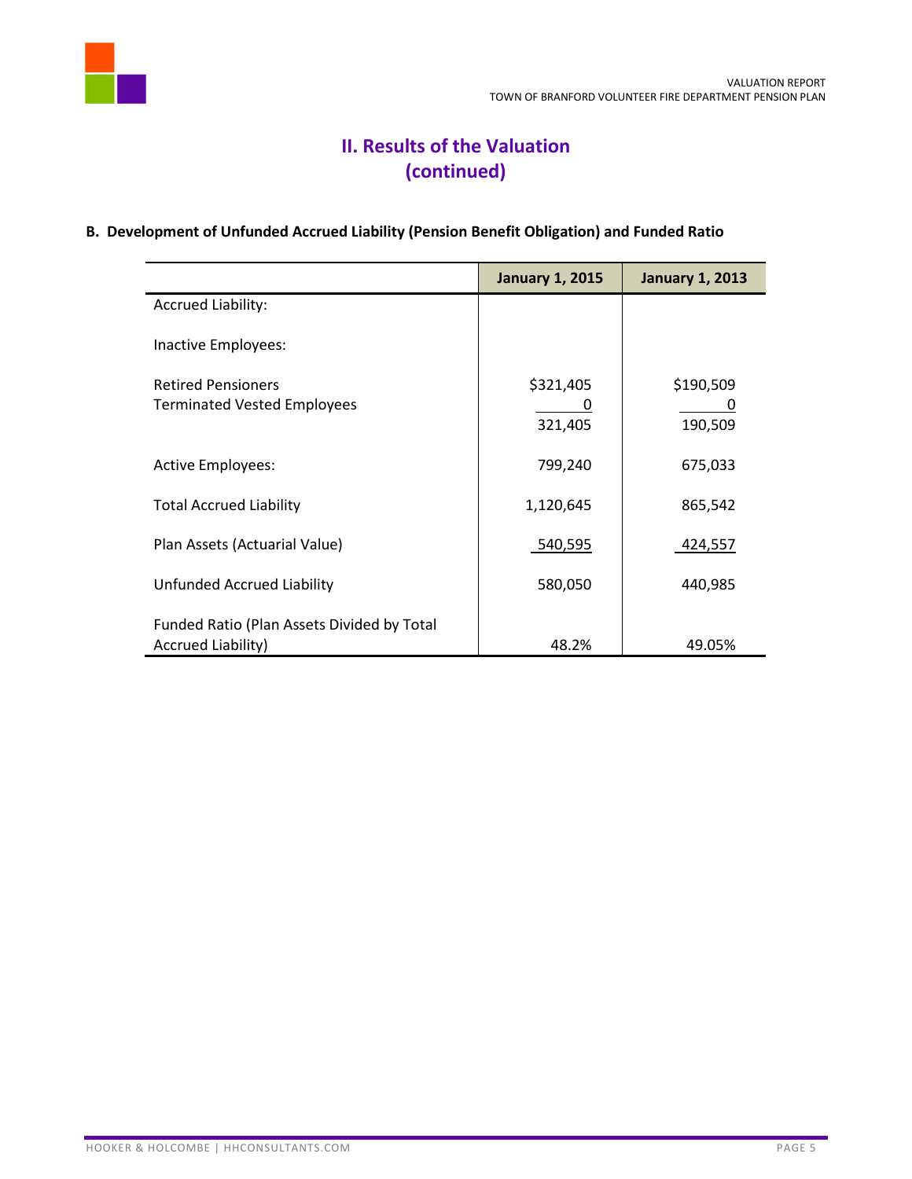# II. Results of the Valuation (continued)

**B. Development of Unfunded Accrued Liability (Pension Benefit Obligation) and Funded Ratio**

| | January 1, 2015 | January 1, 2013 |
|---|---|---|
| Accrued Liability: | | |
| Inactive Employees: | | |
| Retired Pensioners | $321,405 | $190,509 |
| Terminated Vested Employees | 0 | 0 |
| | 321,405 | 190,509 |
| Active Employees: | 799,240 | 675,033 |
| Total Accrued Liability | 1,120,645 | 865,542 |
| Plan Assets (Actuarial Value) | 540,595 | 424,557 |
| Unfunded Accrued Liability | 580,050 | 440,985 |
| Funded Ratio (Plan Assets Divided by Total Accrued Liability) | 48.2% | 49.05% |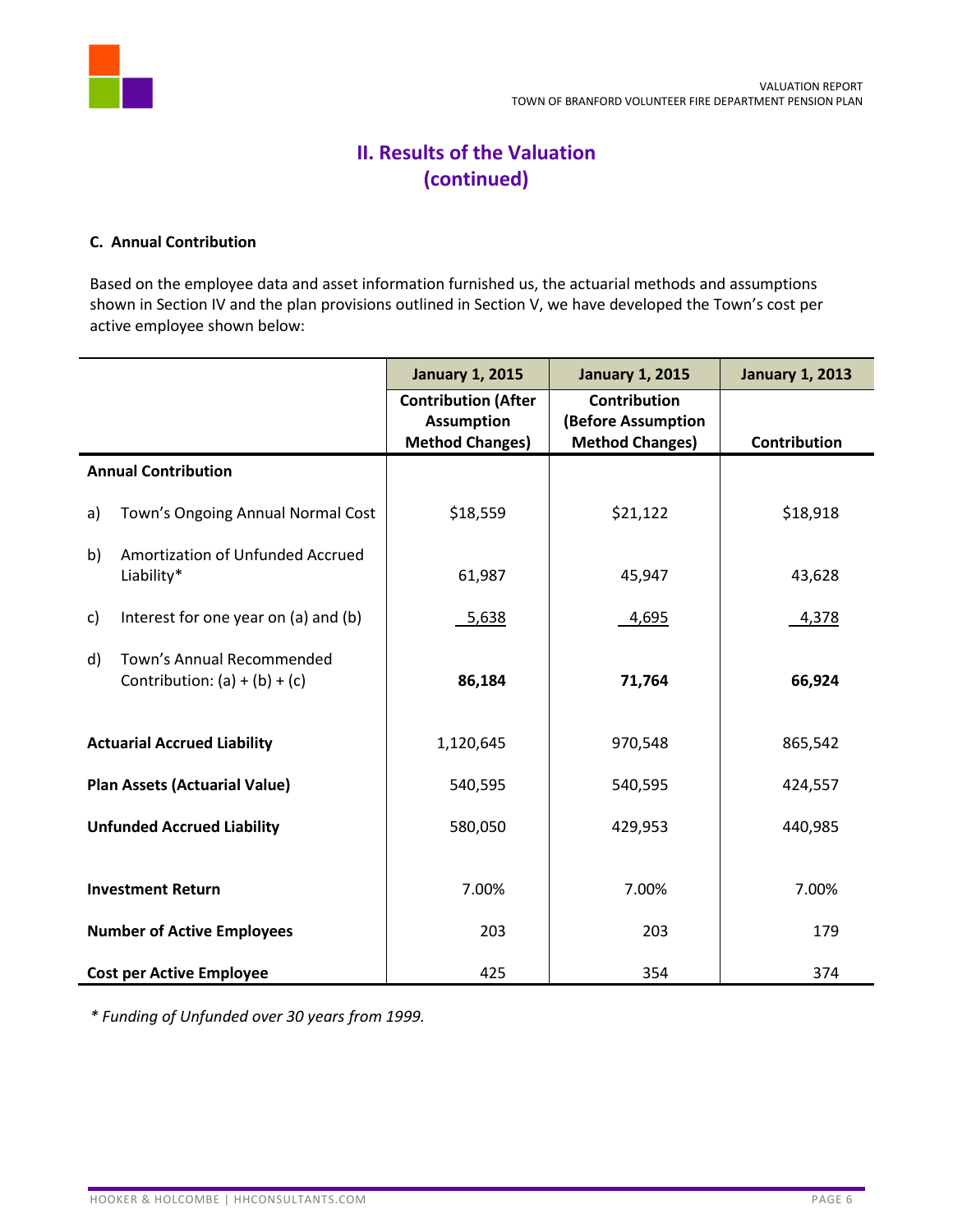# II. Results of the Valuation (continued)

### C. Annual Contribution

Based on the employee data and asset information furnished us, the actuarial methods and assumptions shown in Section IV and the plan provisions outlined in Section V, we have developed the Town's cost per active employee shown below:

| | | January 1, 2015 | January 1, 2015 | January 1, 2013 |
|---|---|---|---|---|
| | | Contribution (After Assumption Method Changes) | Contribution (Before Assumption Method Changes) | Contribution |
| **Annual Contribution** | | | | |
| a) | Town's Ongoing Annual Normal Cost | $18,559 | $21,122 | $18,918 |
| b) | Amortization of Unfunded Accrued Liability* | 61,987 | 45,947 | 43,628 |
| c) | Interest for one year on (a) and (b) | 5,638 | 4,695 | 4,378 |
| d) | Town's Annual Recommended Contribution: (a) + (b) + (c) | **86,184** | **71,764** | **66,924** |
| **Actuarial Accrued Liability** | | 1,120,645 | 970,548 | 865,542 |
| **Plan Assets (Actuarial Value)** | | 540,595 | 540,595 | 424,557 |
| **Unfunded Accrued Liability** | | 580,050 | 429,953 | 440,985 |
| **Investment Return** | | 7.00% | 7.00% | 7.00% |
| **Number of Active Employees** | | 203 | 203 | 179 |
| **Cost per Active Employee** | | 425 | 354 | 374 |

*\* Funding of Unfunded over 30 years from 1999.*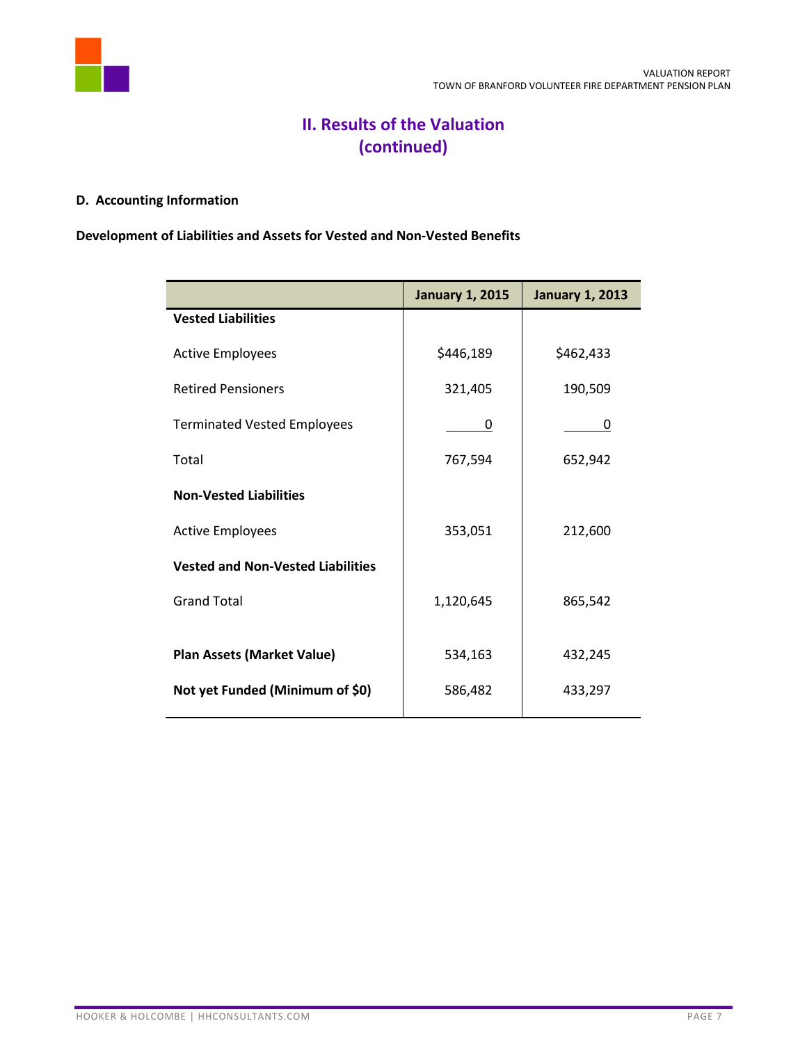## II. Results of the Valuation (continued)

### D. Accounting Information

**Development of Liabilities and Assets for Vested and Non-Vested Benefits**

| | January 1, 2015 | January 1, 2013 |
|---|---|---|
| **Vested Liabilities** | | |
| Active Employees | $446,189 | $462,433 |
| Retired Pensioners | 321,405 | 190,509 |
| Terminated Vested Employees | 0 | 0 |
| Total | 767,594 | 652,942 |
| **Non-Vested Liabilities** | | |
| Active Employees | 353,051 | 212,600 |
| **Vested and Non-Vested Liabilities** | | |
| Grand Total | 1,120,645 | 865,542 |
| **Plan Assets (Market Value)** | 534,163 | 432,245 |
| **Not yet Funded (Minimum of $0)** | 586,482 | 433,297 |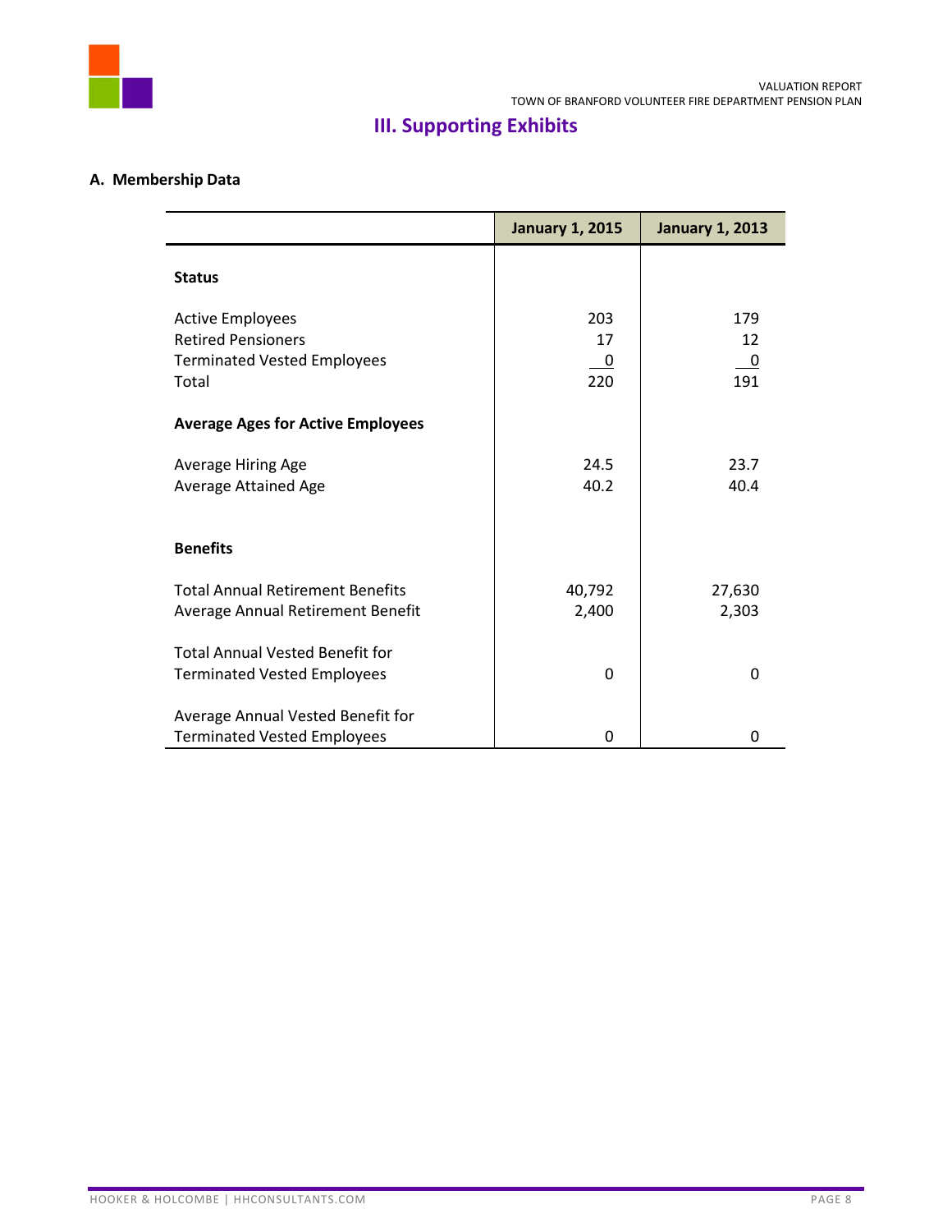# III. Supporting Exhibits

## A. Membership Data

| | January 1, 2015 | January 1, 2013 |
|---|---|---|
| **Status** | | |
| Active Employees | 203 | 179 |
| Retired Pensioners | 17 | 12 |
| Terminated Vested Employees | 0 | 0 |
| Total | 220 | 191 |
| **Average Ages for Active Employees** | | |
| Average Hiring Age | 24.5 | 23.7 |
| Average Attained Age | 40.2 | 40.4 |
| **Benefits** | | |
| Total Annual Retirement Benefits | 40,792 | 27,630 |
| Average Annual Retirement Benefit | 2,400 | 2,303 |
| Total Annual Vested Benefit for Terminated Vested Employees | 0 | 0 |
| Average Annual Vested Benefit for Terminated Vested Employees | 0 | 0 |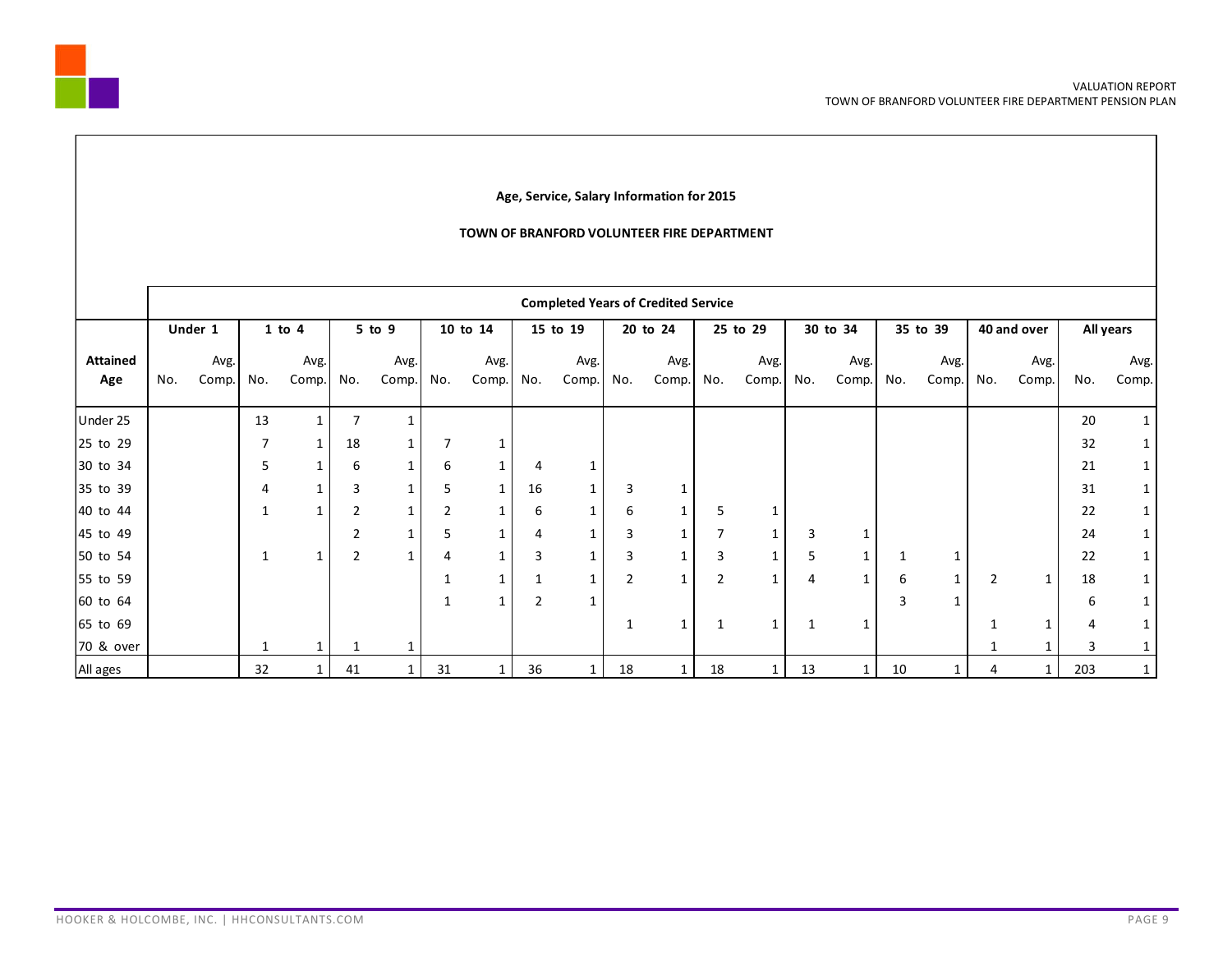## Age, Service, Salary Information for 2015

### TOWN OF BRANFORD VOLUNTEER FIRE DEPARTMENT

| | Completed Years of Credited Service | | | | | | | | | | | | | | | | | | | | | |
|---|---|---|---|---|---|---|---|---|---|---|---|---|---|---|---|---|---|---|---|---|---|---|
| | Under 1 | | 1 to 4 | | 5 to 9 | | 10 to 14 | | 15 to 19 | | 20 to 24 | | 25 to 29 | | 30 to 34 | | 35 to 39 | | 40 and over | | All years | |
| **Attained Age** | No. | Avg. Comp. | No. | Avg. Comp. | No. | Avg. Comp. | No. | Avg. Comp. | No. | Avg. Comp. | No. | Avg. Comp. | No. | Avg. Comp. | No. | Avg. Comp. | No. | Avg. Comp. | No. | Avg. Comp. | No. | Avg. Comp. |
| Under 25 | | | 13 | 1 | 7 | 1 | | | | | | | | | | | | | | | 20 | 1 |
| 25 to 29 | | | 7 | 1 | 18 | 1 | 7 | 1 | | | | | | | | | | | | | 32 | 1 |
| 30 to 34 | | | 5 | 1 | 6 | 1 | 6 | 1 | 4 | 1 | | | | | | | | | | | 21 | 1 |
| 35 to 39 | | | 4 | 1 | 3 | 1 | 5 | 1 | 16 | 1 | 3 | 1 | | | | | | | | | 31 | 1 |
| 40 to 44 | | | 1 | 1 | 2 | 1 | 2 | 1 | 6 | 1 | 6 | 1 | 5 | 1 | | | | | | | 22 | 1 |
| 45 to 49 | | | | | 2 | 1 | 5 | 1 | 4 | 1 | 3 | 1 | 7 | 1 | 3 | 1 | | | | | 24 | 1 |
| 50 to 54 | | | 1 | 1 | 2 | 1 | 4 | 1 | 3 | 1 | 3 | 1 | 3 | 1 | 5 | 1 | 1 | 1 | | | 22 | 1 |
| 55 to 59 | | | | | | | 1 | 1 | 1 | 1 | 2 | 1 | 2 | 1 | 4 | 1 | 6 | 1 | 2 | 1 | 18 | 1 |
| 60 to 64 | | | | | | | 1 | 1 | 2 | 1 | | | | | | | 3 | 1 | | | 6 | 1 |
| 65 to 69 | | | | | | | | | | | 1 | 1 | 1 | 1 | 1 | 1 | | | 1 | 1 | 4 | 1 |
| 70 & over | | | 1 | 1 | 1 | 1 | | | | | | | | | | | | | 1 | 1 | 3 | 1 |
| All ages | | | 32 | 1 | 41 | 1 | 31 | 1 | 36 | 1 | 18 | 1 | 18 | 1 | 13 | 1 | 10 | 1 | 4 | 1 | 203 | 1 |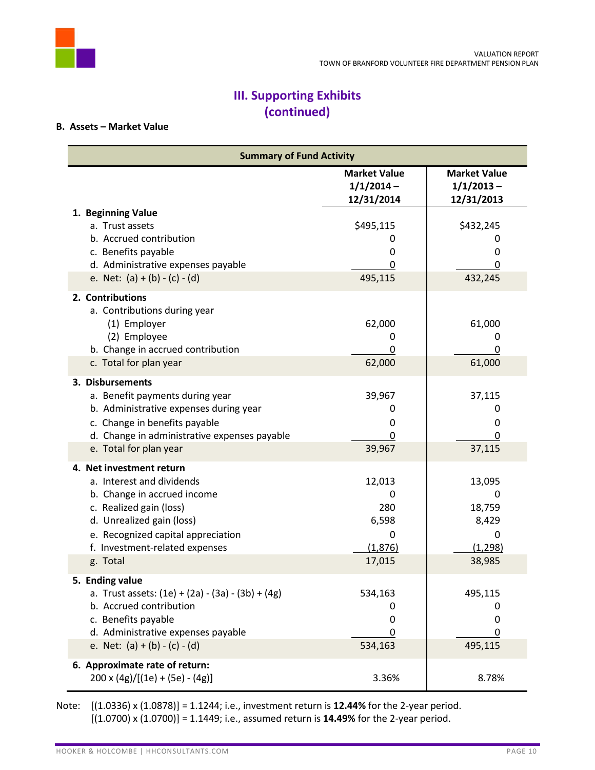# III. Supporting Exhibits (continued)

## B. Assets – Market Value

| Summary of Fund Activity | Market Value 1/1/2014 – 12/31/2014 | Market Value 1/1/2013 – 12/31/2013 |
|---|---|---|
| **1. Beginning Value** | | |
| a. Trust assets | $495,115 | $432,245 |
| b. Accrued contribution | 0 | 0 |
| c. Benefits payable | 0 | 0 |
| d. Administrative expenses payable | 0 | 0 |
| e. Net: (a) + (b) - (c) - (d) | 495,115 | 432,245 |
| **2. Contributions** | | |
| a. Contributions during year | | |
| (1) Employer | 62,000 | 61,000 |
| (2) Employee | 0 | 0 |
| b. Change in accrued contribution | 0 | 0 |
| c. Total for plan year | 62,000 | 61,000 |
| **3. Disbursements** | | |
| a. Benefit payments during year | 39,967 | 37,115 |
| b. Administrative expenses during year | 0 | 0 |
| c. Change in benefits payable | 0 | 0 |
| d. Change in administrative expenses payable | 0 | 0 |
| e. Total for plan year | 39,967 | 37,115 |
| **4. Net investment return** | | |
| a. Interest and dividends | 12,013 | 13,095 |
| b. Change in accrued income | 0 | 0 |
| c. Realized gain (loss) | 280 | 18,759 |
| d. Unrealized gain (loss) | 6,598 | 8,429 |
| e. Recognized capital appreciation | 0 | 0 |
| f. Investment-related expenses | (1,876) | (1,298) |
| g. Total | 17,015 | 38,985 |
| **5. Ending value** | | |
| a. Trust assets: (1e) + (2a) - (3a) - (3b) + (4g) | 534,163 | 495,115 |
| b. Accrued contribution | 0 | 0 |
| c. Benefits payable | 0 | 0 |
| d. Administrative expenses payable | 0 | 0 |
| e. Net: (a) + (b) - (c) - (d) | 534,163 | 495,115 |
| **6. Approximate rate of return:** 200 x (4g)/[(1e) + (5e) - (4g)] | 3.36% | 8.78% |

Note: [(1.0336) x (1.0878)] = 1.1244; i.e., investment return is **12.44%** for the 2-year period.
[(1.0700) x (1.0700)] = 1.1449; i.e., assumed return is **14.49%** for the 2-year period.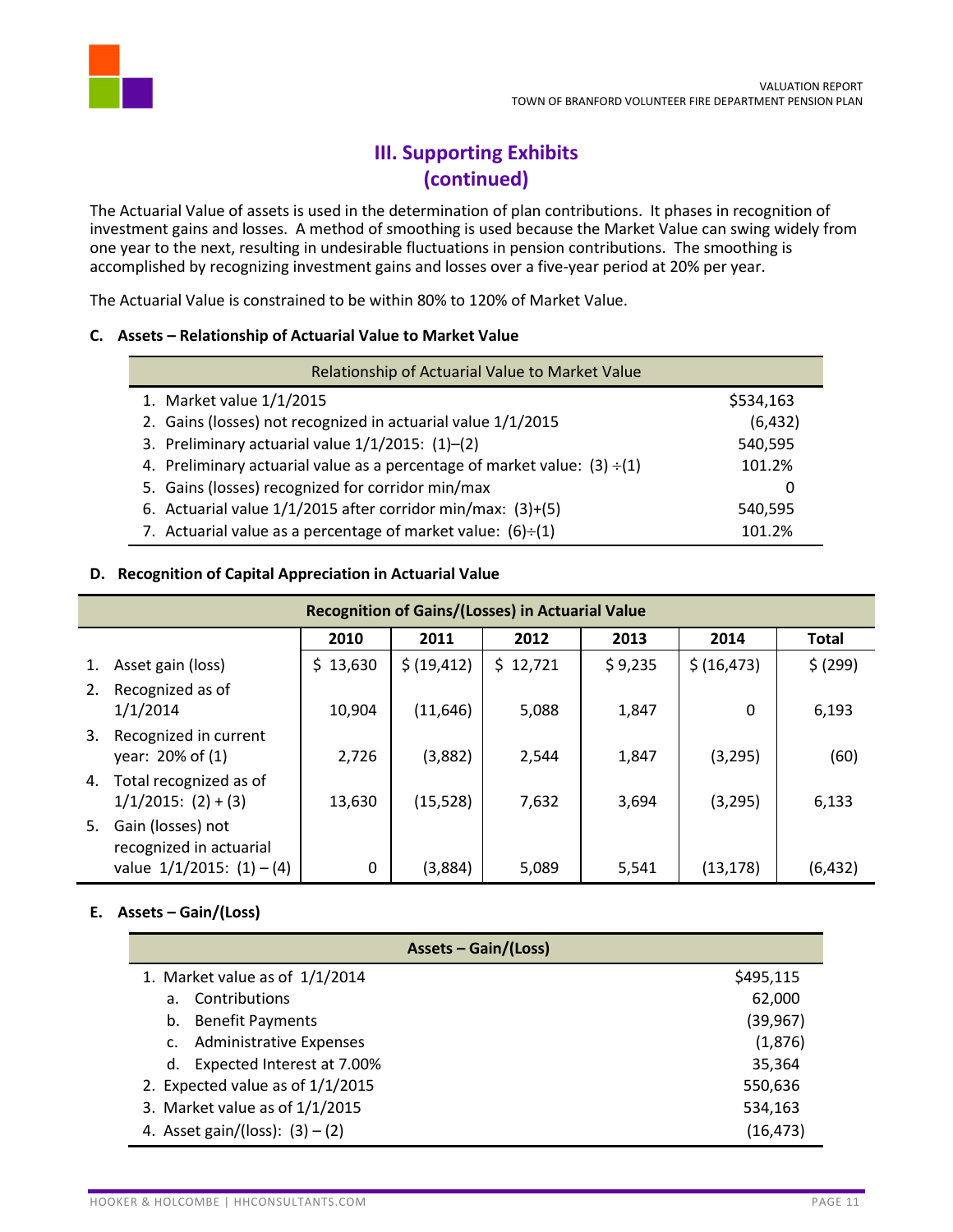# III. Supporting Exhibits (continued)

The Actuarial Value of assets is used in the determination of plan contributions. It phases in recognition of investment gains and losses. A method of smoothing is used because the Market Value can swing widely from one year to the next, resulting in undesirable fluctuations in pension contributions. The smoothing is accomplished by recognizing investment gains and losses over a five-year period at 20% per year.

The Actuarial Value is constrained to be within 80% to 120% of Market Value.

### C. Assets – Relationship of Actuarial Value to Market Value

| Relationship of Actuarial Value to Market Value | |
|---|---|
| 1. Market value 1/1/2015 | $534,163 |
| 2. Gains (losses) not recognized in actuarial value 1/1/2015 | (6,432) |
| 3. Preliminary actuarial value 1/1/2015: (1)–(2) | 540,595 |
| 4. Preliminary actuarial value as a percentage of market value: (3) ÷(1) | 101.2% |
| 5. Gains (losses) recognized for corridor min/max | 0 |
| 6. Actuarial value 1/1/2015 after corridor min/max: (3)+(5) | 540,595 |
| 7. Actuarial value as a percentage of market value: (6)÷(1) | 101.2% |

### D. Recognition of Capital Appreciation in Actuarial Value

| Recognition of Gains/(Losses) in Actuarial Value | 2010 | 2011 | 2012 | 2013 | 2014 | Total |
|---|---|---|---|---|---|---|
| 1. Asset gain (loss) | $ 13,630 | $ (19,412) | $ 12,721 | $ 9,235 | $ (16,473) | $ (299) |
| 2. Recognized as of 1/1/2014 | 10,904 | (11,646) | 5,088 | 1,847 | 0 | 6,193 |
| 3. Recognized in current year: 20% of (1) | 2,726 | (3,882) | 2,544 | 1,847 | (3,295) | (60) |
| 4. Total recognized as of 1/1/2015: (2) + (3) | 13,630 | (15,528) | 7,632 | 3,694 | (3,295) | 6,133 |
| 5. Gain (losses) not recognized in actuarial value 1/1/2015: (1) – (4) | 0 | (3,884) | 5,089 | 5,541 | (13,178) | (6,432) |

### E. Assets – Gain/(Loss)

| Assets – Gain/(Loss) | |
|---|---|
| 1. Market value as of 1/1/2014 | $495,115 |
| a. Contributions | 62,000 |
| b. Benefit Payments | (39,967) |
| c. Administrative Expenses | (1,876) |
| d. Expected Interest at 7.00% | 35,364 |
| 2. Expected value as of 1/1/2015 | 550,636 |
| 3. Market value as of 1/1/2015 | 534,163 |
| 4. Asset gain/(loss): (3) – (2) | (16,473) |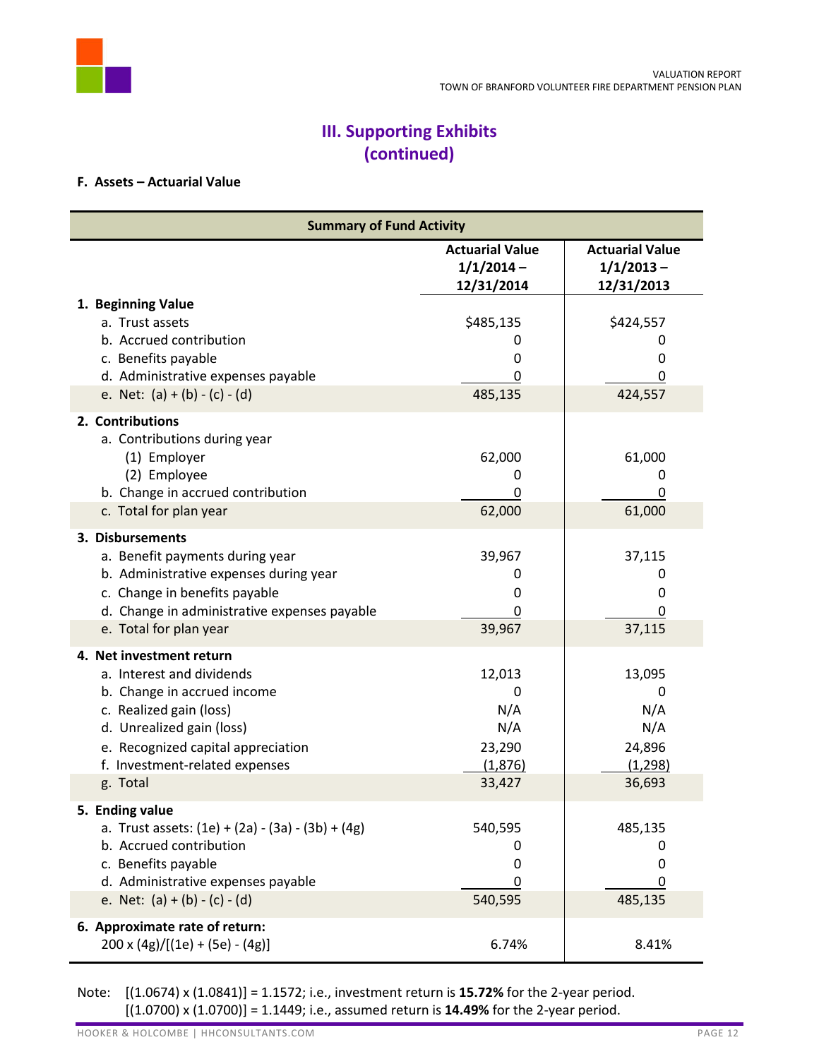## III. Supporting Exhibits (continued)

### F. Assets – Actuarial Value

| Summary of Fund Activity | Actuarial Value 1/1/2014 – 12/31/2014 | Actuarial Value 1/1/2013 – 12/31/2013 |
|---|---|---|
| **1. Beginning Value** | | |
| a. Trust assets | $485,135 | $424,557 |
| b. Accrued contribution | 0 | 0 |
| c. Benefits payable | 0 | 0 |
| d. Administrative expenses payable | 0 | 0 |
| e. Net: (a) + (b) - (c) - (d) | 485,135 | 424,557 |
| **2. Contributions** | | |
| a. Contributions during year | | |
| (1) Employer | 62,000 | 61,000 |
| (2) Employee | 0 | 0 |
| b. Change in accrued contribution | 0 | 0 |
| c. Total for plan year | 62,000 | 61,000 |
| **3. Disbursements** | | |
| a. Benefit payments during year | 39,967 | 37,115 |
| b. Administrative expenses during year | 0 | 0 |
| c. Change in benefits payable | 0 | 0 |
| d. Change in administrative expenses payable | 0 | 0 |
| e. Total for plan year | 39,967 | 37,115 |
| **4. Net investment return** | | |
| a. Interest and dividends | 12,013 | 13,095 |
| b. Change in accrued income | 0 | 0 |
| c. Realized gain (loss) | N/A | N/A |
| d. Unrealized gain (loss) | N/A | N/A |
| e. Recognized capital appreciation | 23,290 | 24,896 |
| f. Investment-related expenses | (1,876) | (1,298) |
| g. Total | 33,427 | 36,693 |
| **5. Ending value** | | |
| a. Trust assets: (1e) + (2a) - (3a) - (3b) + (4g) | 540,595 | 485,135 |
| b. Accrued contribution | 0 | 0 |
| c. Benefits payable | 0 | 0 |
| d. Administrative expenses payable | 0 | 0 |
| e. Net: (a) + (b) - (c) - (d) | 540,595 | 485,135 |
| **6. Approximate rate of return:** 200 x (4g)/[(1e) + (5e) - (4g)] | 6.74% | 8.41% |

Note: [(1.0674) x (1.0841)] = 1.1572; i.e., investment return is **15.72%** for the 2-year period.
[(1.0700) x (1.0700)] = 1.1449; i.e., assumed return is **14.49%** for the 2-year period.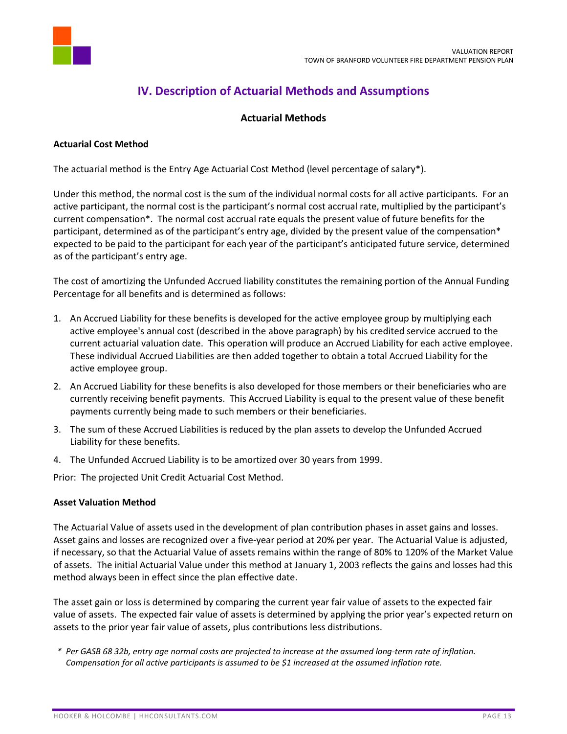# IV. Description of Actuarial Methods and Assumptions

## Actuarial Methods

**Actuarial Cost Method**

The actuarial method is the Entry Age Actuarial Cost Method (level percentage of salary*).

Under this method, the normal cost is the sum of the individual normal costs for all active participants. For an active participant, the normal cost is the participant's normal cost accrual rate, multiplied by the participant's current compensation*. The normal cost accrual rate equals the present value of future benefits for the participant, determined as of the participant's entry age, divided by the present value of the compensation* expected to be paid to the participant for each year of the participant's anticipated future service, determined as of the participant's entry age.

The cost of amortizing the Unfunded Accrued liability constitutes the remaining portion of the Annual Funding Percentage for all benefits and is determined as follows:

1. An Accrued Liability for these benefits is developed for the active employee group by multiplying each active employee's annual cost (described in the above paragraph) by his credited service accrued to the current actuarial valuation date. This operation will produce an Accrued Liability for each active employee. These individual Accrued Liabilities are then added together to obtain a total Accrued Liability for the active employee group.
2. An Accrued Liability for these benefits is also developed for those members or their beneficiaries who are currently receiving benefit payments. This Accrued Liability is equal to the present value of these benefit payments currently being made to such members or their beneficiaries.
3. The sum of these Accrued Liabilities is reduced by the plan assets to develop the Unfunded Accrued Liability for these benefits.
4. The Unfunded Accrued Liability is to be amortized over 30 years from 1999.

Prior: The projected Unit Credit Actuarial Cost Method.

**Asset Valuation Method**

The Actuarial Value of assets used in the development of plan contribution phases in asset gains and losses. Asset gains and losses are recognized over a five-year period at 20% per year. The Actuarial Value is adjusted, if necessary, so that the Actuarial Value of assets remains within the range of 80% to 120% of the Market Value of assets. The initial Actuarial Value under this method at January 1, 2003 reflects the gains and losses had this method always been in effect since the plan effective date.

The asset gain or loss is determined by comparing the current year fair value of assets to the expected fair value of assets. The expected fair value of assets is determined by applying the prior year's expected return on assets to the prior year fair value of assets, plus contributions less distributions.

*\* Per GASB 68 32b, entry age normal costs are projected to increase at the assumed long-term rate of inflation. Compensation for all active participants is assumed to be $1 increased at the assumed inflation rate.*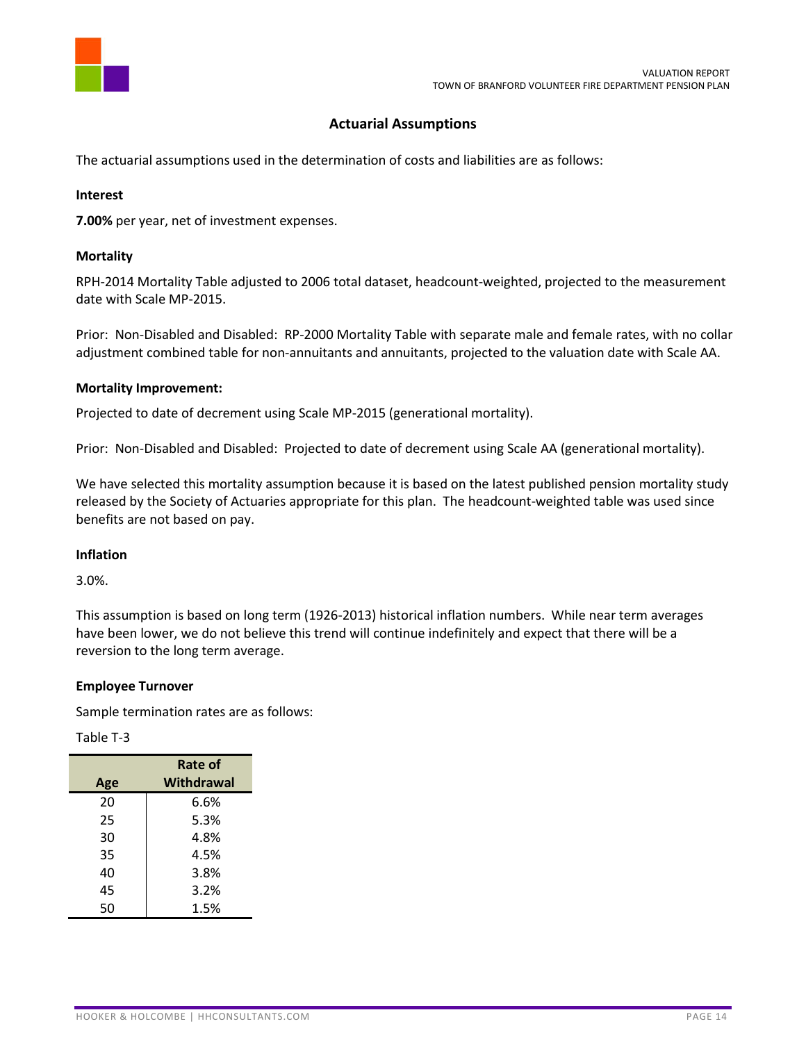## Actuarial Assumptions

The actuarial assumptions used in the determination of costs and liabilities are as follows:

#### Interest

**7.00%** per year, net of investment expenses.

#### Mortality

RPH-2014 Mortality Table adjusted to 2006 total dataset, headcount-weighted, projected to the measurement date with Scale MP-2015.

Prior: Non-Disabled and Disabled: RP-2000 Mortality Table with separate male and female rates, with no collar adjustment combined table for non-annuitants and annuitants, projected to the valuation date with Scale AA.

#### Mortality Improvement:

Projected to date of decrement using Scale MP-2015 (generational mortality).

Prior: Non-Disabled and Disabled: Projected to date of decrement using Scale AA (generational mortality).

We have selected this mortality assumption because it is based on the latest published pension mortality study released by the Society of Actuaries appropriate for this plan. The headcount-weighted table was used since benefits are not based on pay.

#### Inflation

3.0%.

This assumption is based on long term (1926-2013) historical inflation numbers. While near term averages have been lower, we do not believe this trend will continue indefinitely and expect that there will be a reversion to the long term average.

#### Employee Turnover

Sample termination rates are as follows:

Table T-3

| Age | Rate of Withdrawal |
|---|---|
| 20 | 6.6% |
| 25 | 5.3% |
| 30 | 4.8% |
| 35 | 4.5% |
| 40 | 3.8% |
| 45 | 3.2% |
| 50 | 1.5% |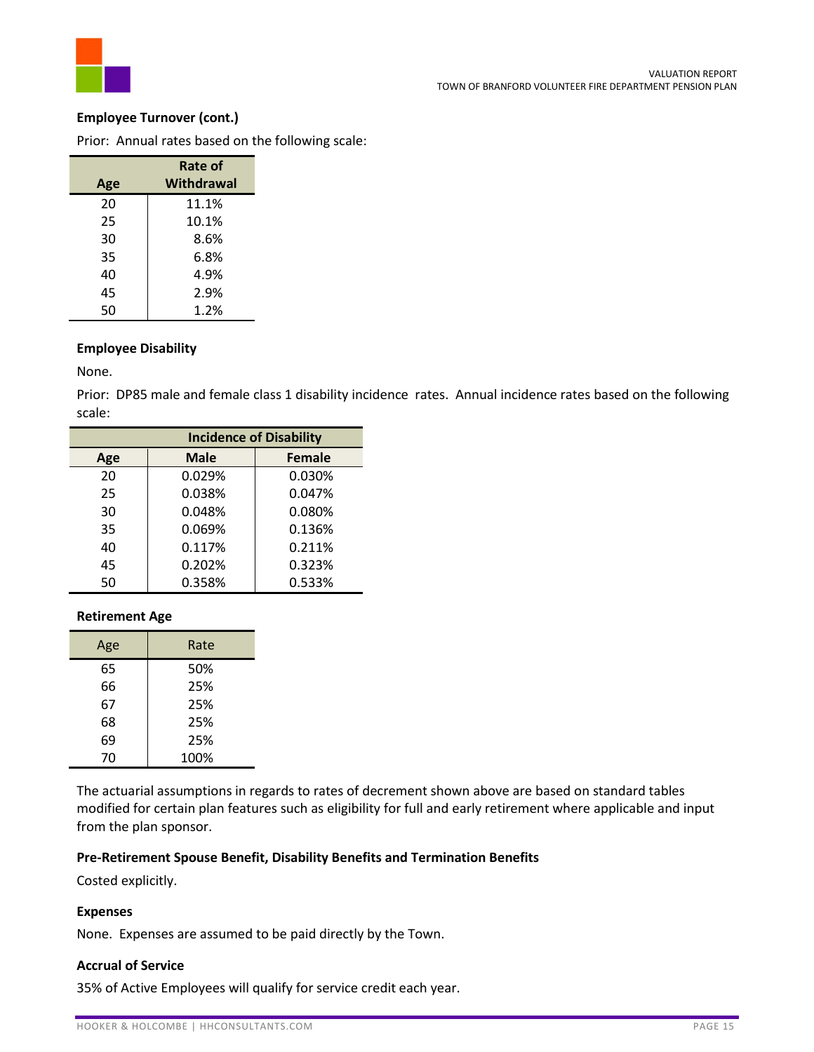**Employee Turnover (cont.)**

Prior: Annual rates based on the following scale:

| Age | Rate of Withdrawal |
|---|---|
| 20 | 11.1% |
| 25 | 10.1% |
| 30 | 8.6% |
| 35 | 6.8% |
| 40 | 4.9% |
| 45 | 2.9% |
| 50 | 1.2% |

**Employee Disability**

None.

Prior: DP85 male and female class 1 disability incidence rates. Annual incidence rates based on the following scale:

| | Incidence of Disability | |
|---|---|---|
| Age | Male | Female |
| 20 | 0.029% | 0.030% |
| 25 | 0.038% | 0.047% |
| 30 | 0.048% | 0.080% |
| 35 | 0.069% | 0.136% |
| 40 | 0.117% | 0.211% |
| 45 | 0.202% | 0.323% |
| 50 | 0.358% | 0.533% |

**Retirement Age**

| Age | Rate |
|---|---|
| 65 | 50% |
| 66 | 25% |
| 67 | 25% |
| 68 | 25% |
| 69 | 25% |
| 70 | 100% |

The actuarial assumptions in regards to rates of decrement shown above are based on standard tables modified for certain plan features such as eligibility for full and early retirement where applicable and input from the plan sponsor.

**Pre-Retirement Spouse Benefit, Disability Benefits and Termination Benefits**

Costed explicitly.

**Expenses**

None. Expenses are assumed to be paid directly by the Town.

**Accrual of Service**

35% of Active Employees will qualify for service credit each year.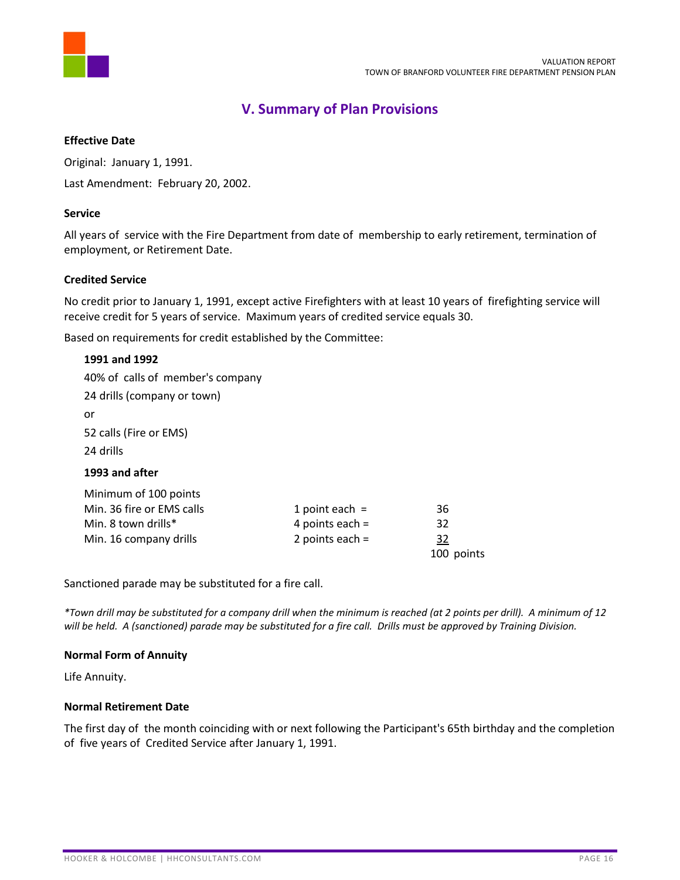## V. Summary of Plan Provisions

**Effective Date**

Original: January 1, 1991.

Last Amendment: February 20, 2002.

**Service**

All years of service with the Fire Department from date of membership to early retirement, termination of employment, or Retirement Date.

**Credited Service**

No credit prior to January 1, 1991, except active Firefighters with at least 10 years of firefighting service will receive credit for 5 years of service. Maximum years of credited service equals 30.

Based on requirements for credit established by the Committee:

**1991 and 1992**

40% of calls of member's company

24 drills (company or town)

or

52 calls (Fire or EMS)

24 drills

**1993 and after**

| Minimum of 100 points | | |
|---|---|---|
| Min. 36 fire or EMS calls | 1 point each = | 36 |
| Min. 8 town drills* | 4 points each = | 32 |
| Min. 16 company drills | 2 points each = | 32 |
| | | 100 points |

Sanctioned parade may be substituted for a fire call.

*\*Town drill may be substituted for a company drill when the minimum is reached (at 2 points per drill). A minimum of 12 will be held. A (sanctioned) parade may be substituted for a fire call. Drills must be approved by Training Division.*

**Normal Form of Annuity**

Life Annuity.

**Normal Retirement Date**

The first day of the month coinciding with or next following the Participant's 65th birthday and the completion of five years of Credited Service after January 1, 1991.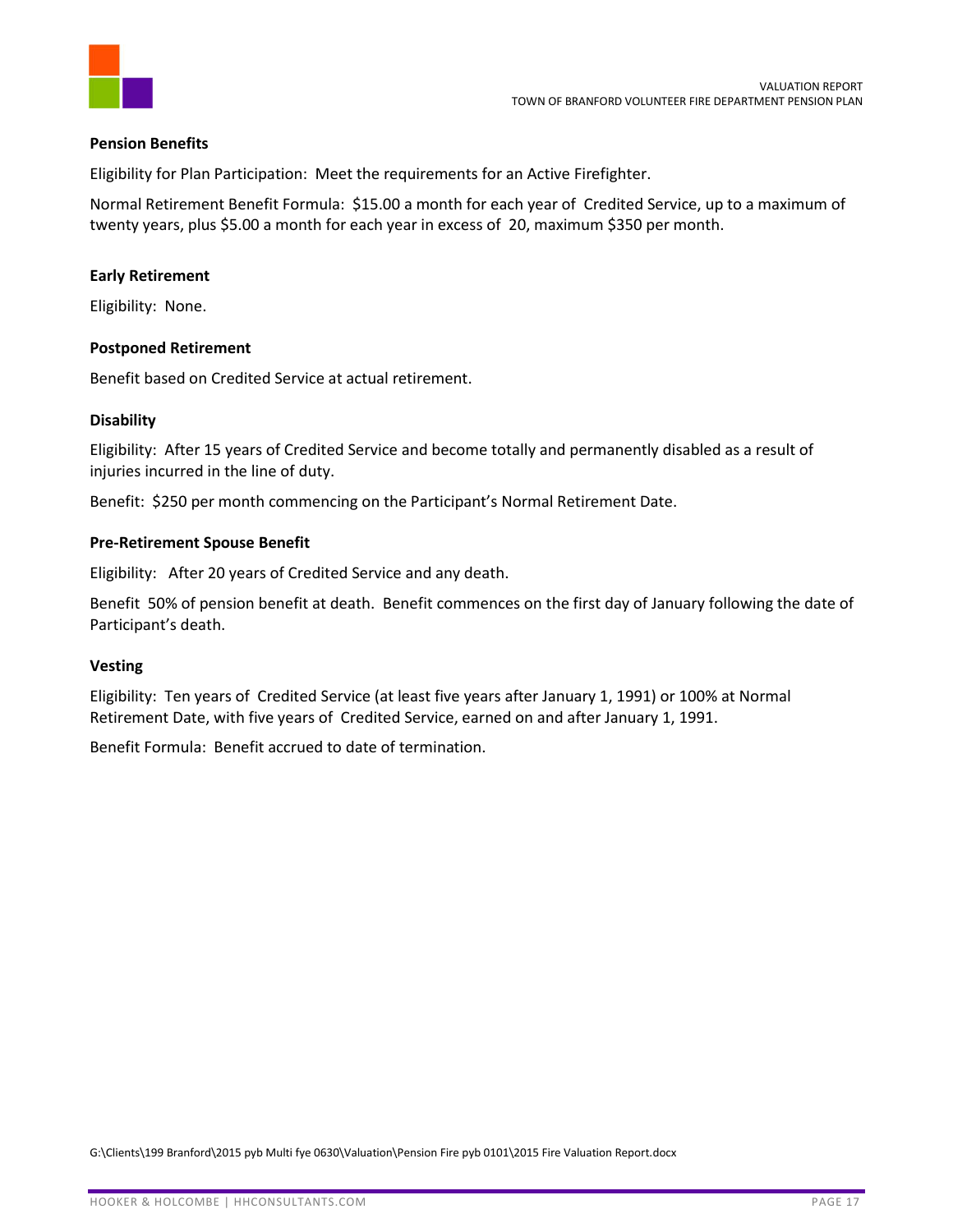**Pension Benefits**

Eligibility for Plan Participation: Meet the requirements for an Active Firefighter.

Normal Retirement Benefit Formula: $15.00 a month for each year of Credited Service, up to a maximum of twenty years, plus $5.00 a month for each year in excess of 20, maximum $350 per month.

**Early Retirement**

Eligibility: None.

**Postponed Retirement**

Benefit based on Credited Service at actual retirement.

**Disability**

Eligibility: After 15 years of Credited Service and become totally and permanently disabled as a result of injuries incurred in the line of duty.

Benefit: $250 per month commencing on the Participant's Normal Retirement Date.

**Pre-Retirement Spouse Benefit**

Eligibility: After 20 years of Credited Service and any death.

Benefit 50% of pension benefit at death. Benefit commences on the first day of January following the date of Participant's death.

**Vesting**

Eligibility: Ten years of Credited Service (at least five years after January 1, 1991) or 100% at Normal Retirement Date, with five years of Credited Service, earned on and after January 1, 1991.

Benefit Formula: Benefit accrued to date of termination.

G:\Clients\199 Branford\2015 pyb Multi fye 0630\Valuation\Pension Fire pyb 0101\2015 Fire Valuation Report.docx